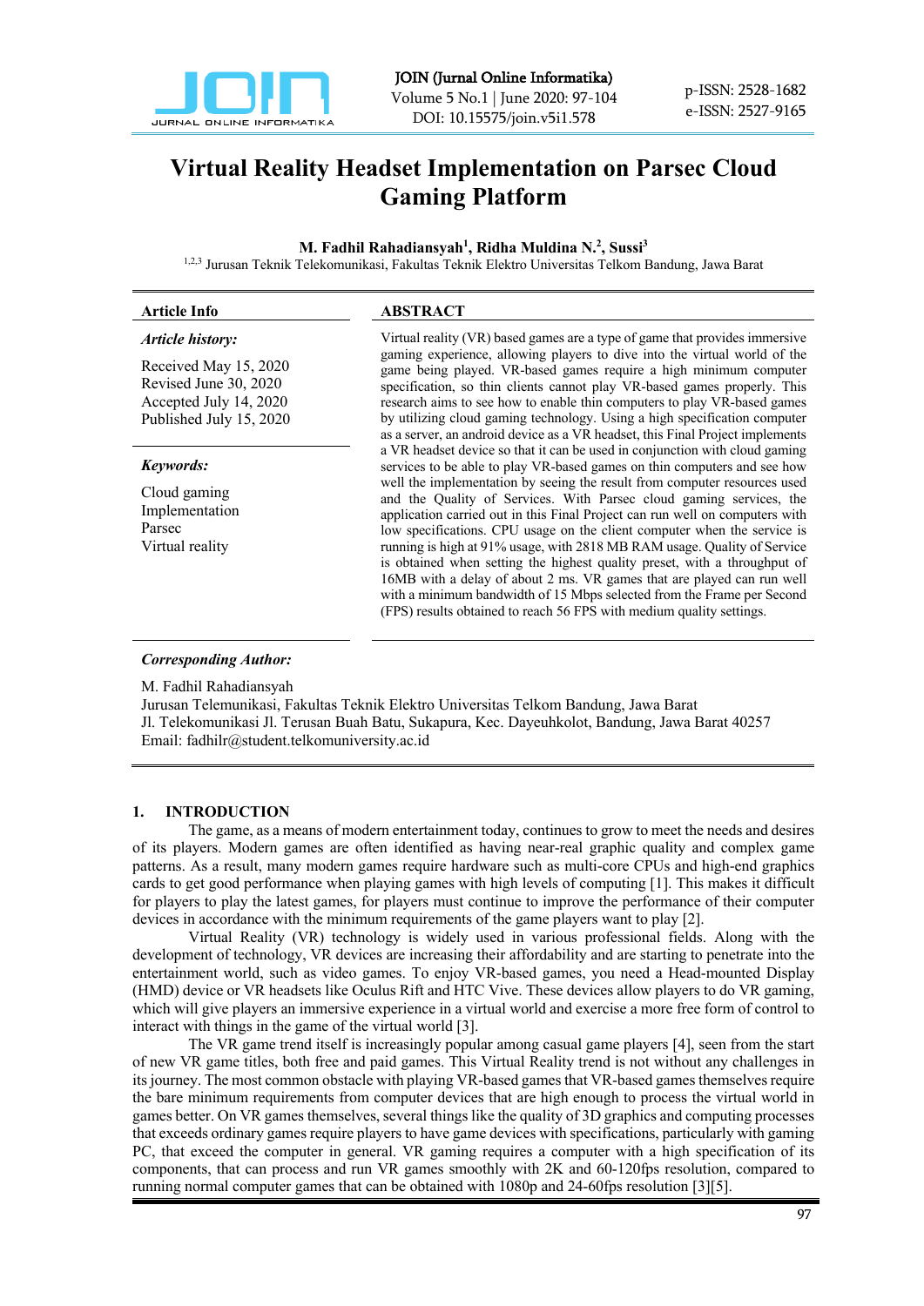# Virtual Reality Headset Implementation on Parsec Cloud Gaming Platform

**M. Fadhil Rahadiansyah[1], Ridha Muldina N.[2], Sussi[3]**

[1,2,3] Jurusan Teknik Telekomunikasi, Fakultas Teknik Elektro Universitas Telkom Bandung, Jawa Barat

## Article Info

***Article history:***

Received May 15, 2020
Revised June 30, 2020
Accepted July 14, 2020
Published July 15, 2020

***Keywords:***

Cloud gaming
Implementation
Parsec
Virtual reality

## ABSTRACT

Virtual reality (VR) based games are a type of game that provides immersive gaming experience, allowing players to dive into the virtual world of the game being played. VR-based games require a high minimum computer specification, so thin clients cannot play VR-based games properly. This research aims to see how to enable thin computers to play VR-based games by utilizing cloud gaming technology. Using a high specification computer as a server, an android device as a VR headset, this Final Project implements a VR headset device so that it can be used in conjunction with cloud gaming services to be able to play VR-based games on thin computers and see how well the implementation by seeing the result from computer resources used and the Quality of Services. With Parsec cloud gaming services, the application carried out in this Final Project can run well on computers with low specifications. CPU usage on the client computer when the service is running is high at 91% usage, with 2818 MB RAM usage. Quality of Service is obtained when setting the highest quality preset, with a throughput of 16MB with a delay of about 2 ms. VR games that are played can run well with a minimum bandwidth of 15 Mbps selected from the Frame per Second (FPS) results obtained to reach 56 FPS with medium quality settings.

***Corresponding Author:***

M. Fadhil Rahadiansyah
Jurusan Telemunikasi, Fakultas Teknik Elektro Universitas Telkom Bandung, Jawa Barat
Jl. Telekomunikasi Jl. Terusan Buah Batu, Sukapura, Kec. Dayeuhkolot, Bandung, Jawa Barat 40257
Email: fadhilr@student.telkomuniversity.ac.id

## 1. INTRODUCTION

The game, as a means of modern entertainment today, continues to grow to meet the needs and desires of its players. Modern games are often identified as having near-real graphic quality and complex game patterns. As a result, many modern games require hardware such as multi-core CPUs and high-end graphics cards to get good performance when playing games with high levels of computing [1]. This makes it difficult for players to play the latest games, for players must continue to improve the performance of their computer devices in accordance with the minimum requirements of the game players want to play [2].

Virtual Reality (VR) technology is widely used in various professional fields. Along with the development of technology, VR devices are increasing their affordability and are starting to penetrate into the entertainment world, such as video games. To enjoy VR-based games, you need a Head-mounted Display (HMD) device or VR headsets like Oculus Rift and HTC Vive. These devices allow players to do VR gaming, which will give players an immersive experience in a virtual world and exercise a more free form of control to interact with things in the game of the virtual world [3].

The VR game trend itself is increasingly popular among casual game players [4], seen from the start of new VR game titles, both free and paid games. This Virtual Reality trend is not without any challenges in its journey. The most common obstacle with playing VR-based games that VR-based games themselves require the bare minimum requirements from computer devices that are high enough to process the virtual world in games better. On VR games themselves, several things like the quality of 3D graphics and computing processes that exceeds ordinary games require players to have game devices with specifications, particularly with gaming PC, that exceed the computer in general. VR gaming requires a computer with a high specification of its components, that can process and run VR games smoothly with 2K and 60-120fps resolution, compared to running normal computer games that can be obtained with 1080p and 24-60fps resolution [3][5].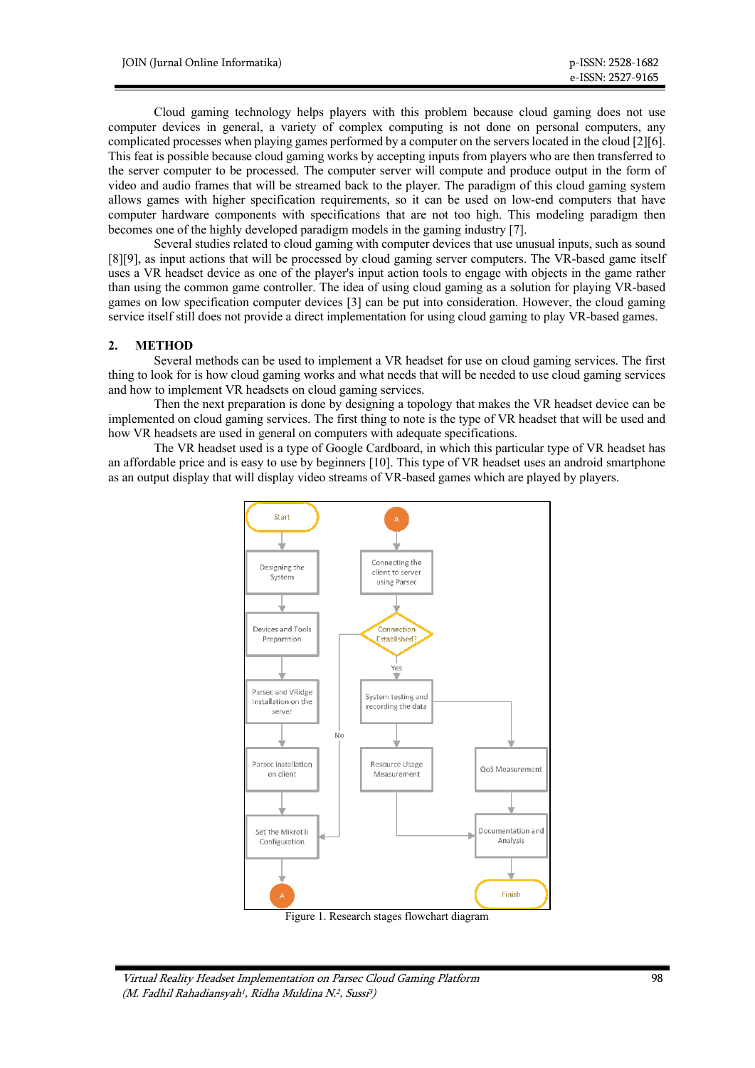Cloud gaming technology helps players with this problem because cloud gaming does not use computer devices in general, a variety of complex computing is not done on personal computers, any complicated processes when playing games performed by a computer on the servers located in the cloud [2][6]. This feat is possible because cloud gaming works by accepting inputs from players who are then transferred to the server computer to be processed. The computer server will compute and produce output in the form of video and audio frames that will be streamed back to the player. The paradigm of this cloud gaming system allows games with higher specification requirements, so it can be used on low-end computers that have computer hardware components with specifications that are not too high. This modeling paradigm then becomes one of the highly developed paradigm models in the gaming industry [7].

Several studies related to cloud gaming with computer devices that use unusual inputs, such as sound [8][9], as input actions that will be processed by cloud gaming server computers. The VR-based game itself uses a VR headset device as one of the player's input action tools to engage with objects in the game rather than using the common game controller. The idea of using cloud gaming as a solution for playing VR-based games on low specification computer devices [3] can be put into consideration. However, the cloud gaming service itself still does not provide a direct implementation for using cloud gaming to play VR-based games.

## 2. METHOD

Several methods can be used to implement a VR headset for use on cloud gaming services. The first thing to look for is how cloud gaming works and what needs that will be needed to use cloud gaming services and how to implement VR headsets on cloud gaming services.

Then the next preparation is done by designing a topology that makes the VR headset device can be implemented on cloud gaming services. The first thing to note is the type of VR headset that will be used and how VR headsets are used in general on computers with adequate specifications.

The VR headset used is a type of Google Cardboard, in which this particular type of VR headset has an affordable price and is easy to use by beginners [10]. This type of VR headset uses an android smartphone as an output display that will display video streams of VR-based games which are played by players.

Figure 1. Research stages flowchart diagram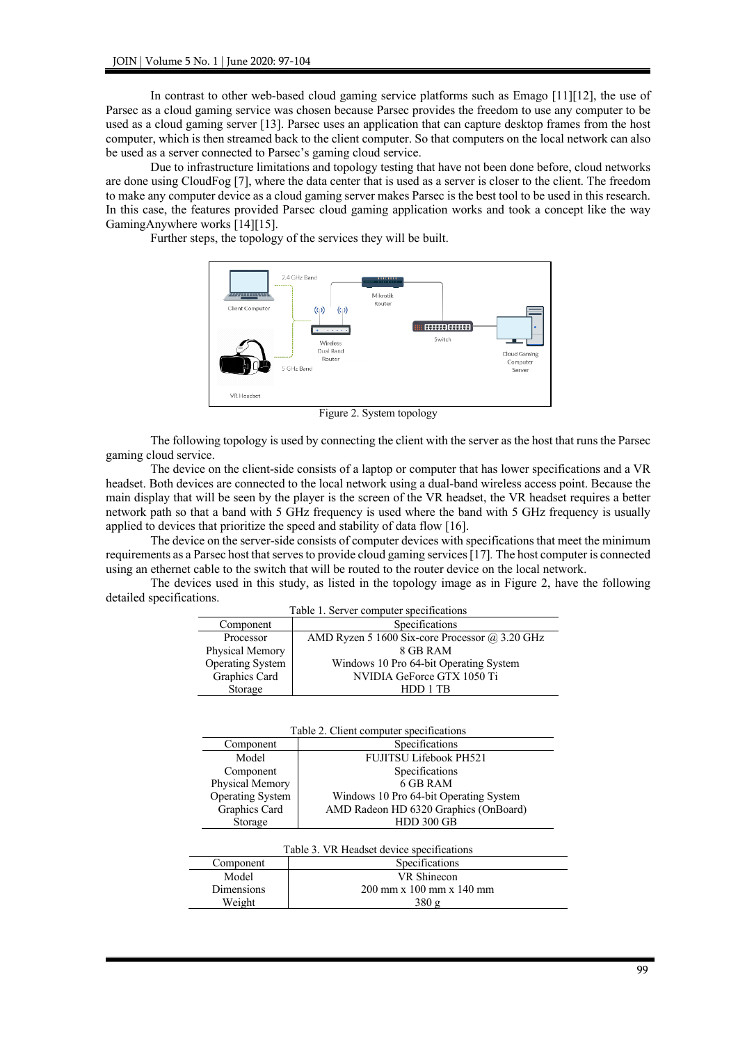In contrast to other web-based cloud gaming service platforms such as Emago [11][12], the use of Parsec as a cloud gaming service was chosen because Parsec provides the freedom to use any computer to be used as a cloud gaming server [13]. Parsec uses an application that can capture desktop frames from the host computer, which is then streamed back to the client computer. So that computers on the local network can also be used as a server connected to Parsec's gaming cloud service.

Due to infrastructure limitations and topology testing that have not been done before, cloud networks are done using CloudFog [7], where the data center that is used as a server is closer to the client. The freedom to make any computer device as a cloud gaming server makes Parsec is the best tool to be used in this research. In this case, the features provided Parsec cloud gaming application works and took a concept like the way GamingAnywhere works [14][15].

Further steps, the topology of the services they will be built.

Figure 2. System topology

The following topology is used by connecting the client with the server as the host that runs the Parsec gaming cloud service.

The device on the client-side consists of a laptop or computer that has lower specifications and a VR headset. Both devices are connected to the local network using a dual-band wireless access point. Because the main display that will be seen by the player is the screen of the VR headset, the VR headset requires a better network path so that a band with 5 GHz frequency is used where the band with 5 GHz frequency is usually applied to devices that prioritize the speed and stability of data flow [16].

The device on the server-side consists of computer devices with specifications that meet the minimum requirements as a Parsec host that serves to provide cloud gaming services [17]. The host computer is connected using an ethernet cable to the switch that will be routed to the router device on the local network.

The devices used in this study, as listed in the topology image as in Figure 2, have the following detailed specifications.

Table 1. Server computer specifications

| Component | Specifications |
|---|---|
| Processor | AMD Ryzen 5 1600 Six-core Processor @ 3.20 GHz |
| Physical Memory | 8 GB RAM |
| Operating System | Windows 10 Pro 64-bit Operating System |
| Graphics Card | NVIDIA GeForce GTX 1050 Ti |
| Storage | HDD 1 TB |

Table 2. Client computer specifications

| Component | Specifications |
|---|---|
| Model | FUJITSU Lifebook PH521 |
| Component | Specifications |
| Physical Memory | 6 GB RAM |
| Operating System | Windows 10 Pro 64-bit Operating System |
| Graphics Card | AMD Radeon HD 6320 Graphics (OnBoard) |
| Storage | HDD 300 GB |

Table 3. VR Headset device specifications

| Component | Specifications |
|---|---|
| Model | VR Shinecon |
| Dimensions | 200 mm x 100 mm x 140 mm |
| Weight | 380 g |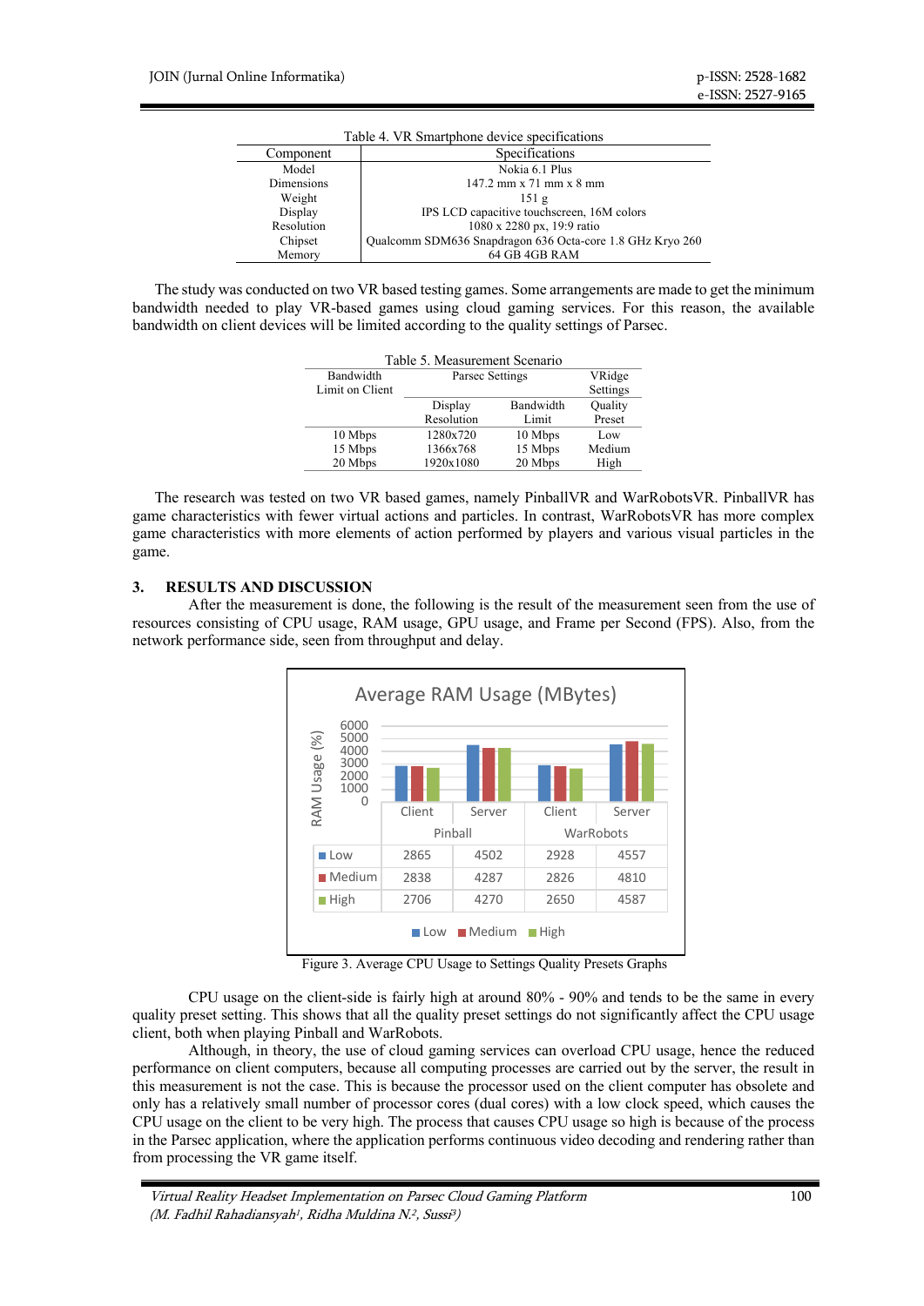Table 4. VR Smartphone device specifications

| Component | Specifications |
|---|---|
| Model | Nokia 6.1 Plus |
| Dimensions | 147.2 mm x 71 mm x 8 mm |
| Weight | 151 g |
| Display | IPS LCD capacitive touchscreen, 16M colors |
| Resolution | 1080 x 2280 px, 19:9 ratio |
| Chipset | Qualcomm SDM636 Snapdragon 636 Octa-core 1.8 GHz Kryo 260 |
| Memory | 64 GB 4GB RAM |

The study was conducted on two VR based testing games. Some arrangements are made to get the minimum bandwidth needed to play VR-based games using cloud gaming services. For this reason, the available bandwidth on client devices will be limited according to the quality settings of Parsec.

Table 5. Measurement Scenario

| Bandwidth Limit on Client | Parsec Settings | | VRidge Settings |
|---|---|---|---|
| | Display Resolution | Bandwidth Limit | Quality Preset |
| 10 Mbps | 1280x720 | 10 Mbps | Low |
| 15 Mbps | 1366x768 | 15 Mbps | Medium |
| 20 Mbps | 1920x1080 | 20 Mbps | High |

The research was tested on two VR based games, namely PinballVR and WarRobotsVR. PinballVR has game characteristics with fewer virtual actions and particles. In contrast, WarRobotsVR has more complex game characteristics with more elements of action performed by players and various visual particles in the game.

## 3. RESULTS AND DISCUSSION

After the measurement is done, the following is the result of the measurement seen from the use of resources consisting of CPU usage, RAM usage, GPU usage, and Frame per Second (FPS). Also, from the network performance side, seen from throughput and delay.

Average RAM Usage (MBytes)

| | Pinball Client | Pinball Server | WarRobots Client | WarRobots Server |
|---|---|---|---|---|
| Low | 2865 | 4502 | 2928 | 4557 |
| Medium | 2838 | 4287 | 2826 | 4810 |
| High | 2706 | 4270 | 2650 | 4587 |

Figure 3. Average CPU Usage to Settings Quality Presets Graphs

CPU usage on the client-side is fairly high at around 80% - 90% and tends to be the same in every quality preset setting. This shows that all the quality preset settings do not significantly affect the CPU usage client, both when playing Pinball and WarRobots.

Although, in theory, the use of cloud gaming services can overload CPU usage, hence the reduced performance on client computers, because all computing processes are carried out by the server, the result in this measurement is not the case. This is because the processor used on the client computer has obsolete and only has a relatively small number of processor cores (dual cores) with a low clock speed, which causes the CPU usage on the client to be very high. The process that causes CPU usage so high is because of the process in the Parsec application, where the application performs continuous video decoding and rendering rather than from processing the VR game itself.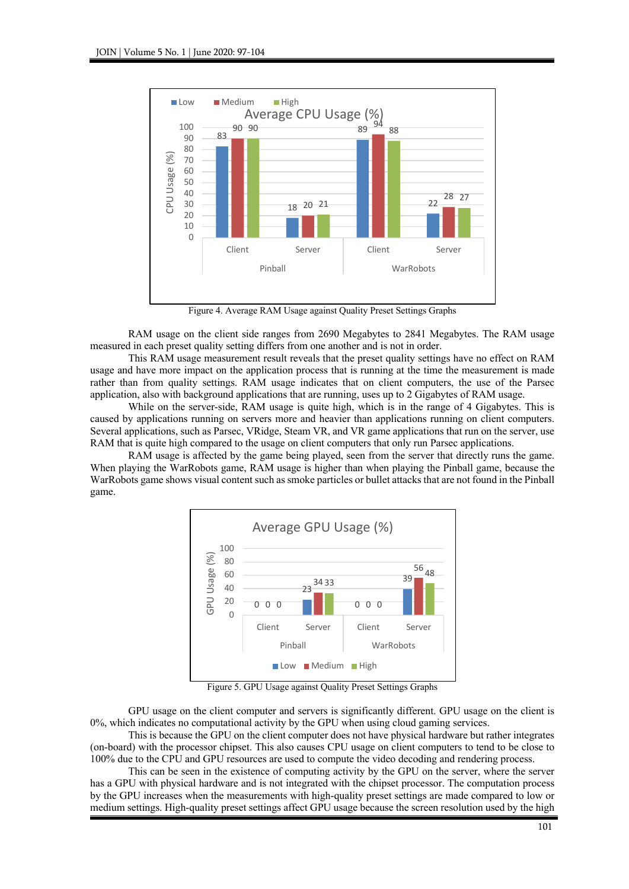Figure 4. Average RAM Usage against Quality Preset Settings Graphs

RAM usage on the client side ranges from 2690 Megabytes to 2841 Megabytes. The RAM usage measured in each preset quality setting differs from one another and is not in order.

This RAM usage measurement result reveals that the preset quality settings have no effect on RAM usage and have more impact on the application process that is running at the time the measurement is made rather than from quality settings. RAM usage indicates that on client computers, the use of the Parsec application, also with background applications that are running, uses up to 2 Gigabytes of RAM usage.

While on the server-side, RAM usage is quite high, which is in the range of 4 Gigabytes. This is caused by applications running on servers more and heavier than applications running on client computers. Several applications, such as Parsec, VRidge, Steam VR, and VR game applications that run on the server, use RAM that is quite high compared to the usage on client computers that only run Parsec applications.

RAM usage is affected by the game being played, seen from the server that directly runs the game. When playing the WarRobots game, RAM usage is higher than when playing the Pinball game, because the WarRobots game shows visual content such as smoke particles or bullet attacks that are not found in the Pinball game.

Figure 5. GPU Usage against Quality Preset Settings Graphs

GPU usage on the client computer and servers is significantly different. GPU usage on the client is 0%, which indicates no computational activity by the GPU when using cloud gaming services.

This is because the GPU on the client computer does not have physical hardware but rather integrates (on-board) with the processor chipset. This also causes CPU usage on client computers to tend to be close to 100% due to the CPU and GPU resources are used to compute the video decoding and rendering process.

This can be seen in the existence of computing activity by the GPU on the server, where the server has a GPU with physical hardware and is not integrated with the chipset processor. The computation process by the GPU increases when the measurements with high-quality preset settings are made compared to low or medium settings. High-quality preset settings affect GPU usage because the screen resolution used by the high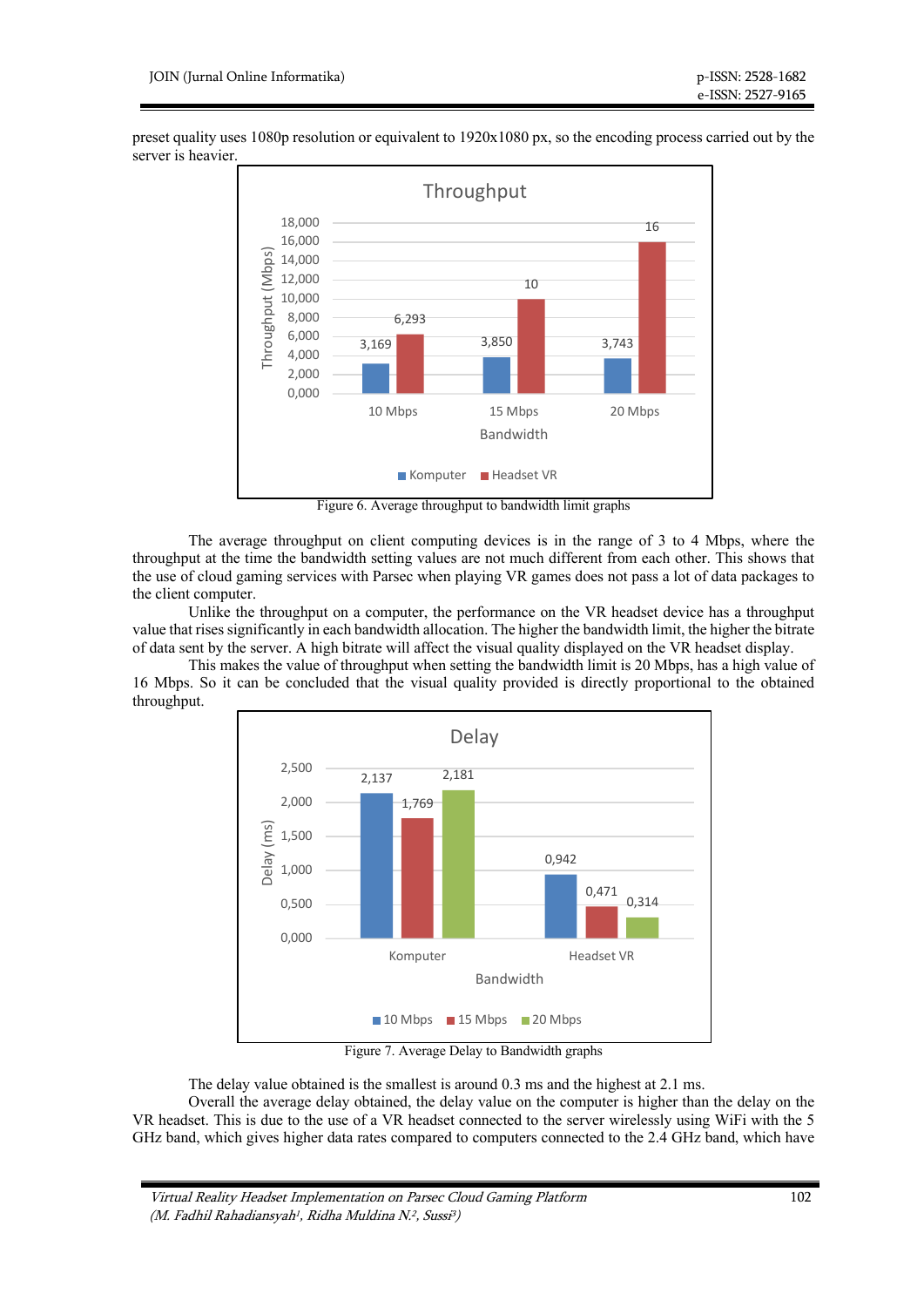preset quality uses 1080p resolution or equivalent to 1920x1080 px, so the encoding process carried out by the server is heavier.

Figure 6. Average throughput to bandwidth limit graphs

The average throughput on client computing devices is in the range of 3 to 4 Mbps, where the throughput at the time the bandwidth setting values are not much different from each other. This shows that the use of cloud gaming services with Parsec when playing VR games does not pass a lot of data packages to the client computer.

Unlike the throughput on a computer, the performance on the VR headset device has a throughput value that rises significantly in each bandwidth allocation. The higher the bandwidth limit, the higher the bitrate of data sent by the server. A high bitrate will affect the visual quality displayed on the VR headset display.

This makes the value of throughput when setting the bandwidth limit is 20 Mbps, has a high value of 16 Mbps. So it can be concluded that the visual quality provided is directly proportional to the obtained throughput.

Figure 7. Average Delay to Bandwidth graphs

The delay value obtained is the smallest is around 0.3 ms and the highest at 2.1 ms.

Overall the average delay obtained, the delay value on the computer is higher than the delay on the VR headset. This is due to the use of a VR headset connected to the server wirelessly using WiFi with the 5 GHz band, which gives higher data rates compared to computers connected to the 2.4 GHz band, which have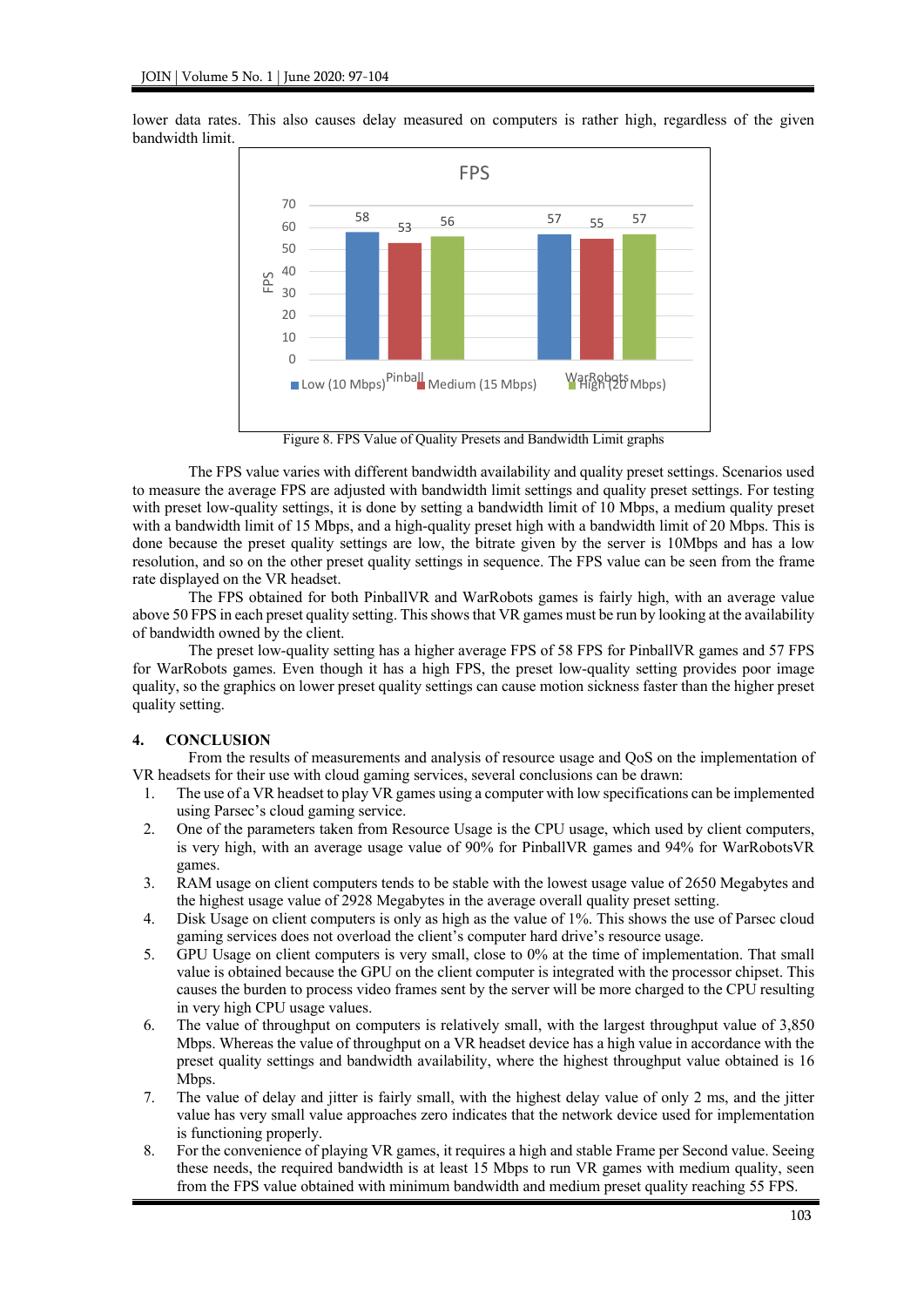lower data rates. This also causes delay measured on computers is rather high, regardless of the given bandwidth limit.

Figure 8. FPS Value of Quality Presets and Bandwidth Limit graphs

The FPS value varies with different bandwidth availability and quality preset settings. Scenarios used to measure the average FPS are adjusted with bandwidth limit settings and quality preset settings. For testing with preset low-quality settings, it is done by setting a bandwidth limit of 10 Mbps, a medium quality preset with a bandwidth limit of 15 Mbps, and a high-quality preset high with a bandwidth limit of 20 Mbps. This is done because the preset quality settings are low, the bitrate given by the server is 10Mbps and has a low resolution, and so on the other preset quality settings in sequence. The FPS value can be seen from the frame rate displayed on the VR headset.

The FPS obtained for both PinballVR and WarRobots games is fairly high, with an average value above 50 FPS in each preset quality setting. This shows that VR games must be run by looking at the availability of bandwidth owned by the client.

The preset low-quality setting has a higher average FPS of 58 FPS for PinballVR games and 57 FPS for WarRobots games. Even though it has a high FPS, the preset low-quality setting provides poor image quality, so the graphics on lower preset quality settings can cause motion sickness faster than the higher preset quality setting.

## 4. CONCLUSION

From the results of measurements and analysis of resource usage and QoS on the implementation of VR headsets for their use with cloud gaming services, several conclusions can be drawn:

1. The use of a VR headset to play VR games using a computer with low specifications can be implemented using Parsec's cloud gaming service.
2. One of the parameters taken from Resource Usage is the CPU usage, which used by client computers, is very high, with an average usage value of 90% for PinballVR games and 94% for WarRobotsVR games.
3. RAM usage on client computers tends to be stable with the lowest usage value of 2650 Megabytes and the highest usage value of 2928 Megabytes in the average overall quality preset setting.
4. Disk Usage on client computers is only as high as the value of 1%. This shows the use of Parsec cloud gaming services does not overload the client's computer hard drive's resource usage.
5. GPU Usage on client computers is very small, close to 0% at the time of implementation. That small value is obtained because the GPU on the client computer is integrated with the processor chipset. This causes the burden to process video frames sent by the server will be more charged to the CPU resulting in very high CPU usage values.
6. The value of throughput on computers is relatively small, with the largest throughput value of 3,850 Mbps. Whereas the value of throughput on a VR headset device has a high value in accordance with the preset quality settings and bandwidth availability, where the highest throughput value obtained is 16 Mbps.
7. The value of delay and jitter is fairly small, with the highest delay value of only 2 ms, and the jitter value has very small value approaches zero indicates that the network device used for implementation is functioning properly.
8. For the convenience of playing VR games, it requires a high and stable Frame per Second value. Seeing these needs, the required bandwidth is at least 15 Mbps to run VR games with medium quality, seen from the FPS value obtained with minimum bandwidth and medium preset quality reaching 55 FPS.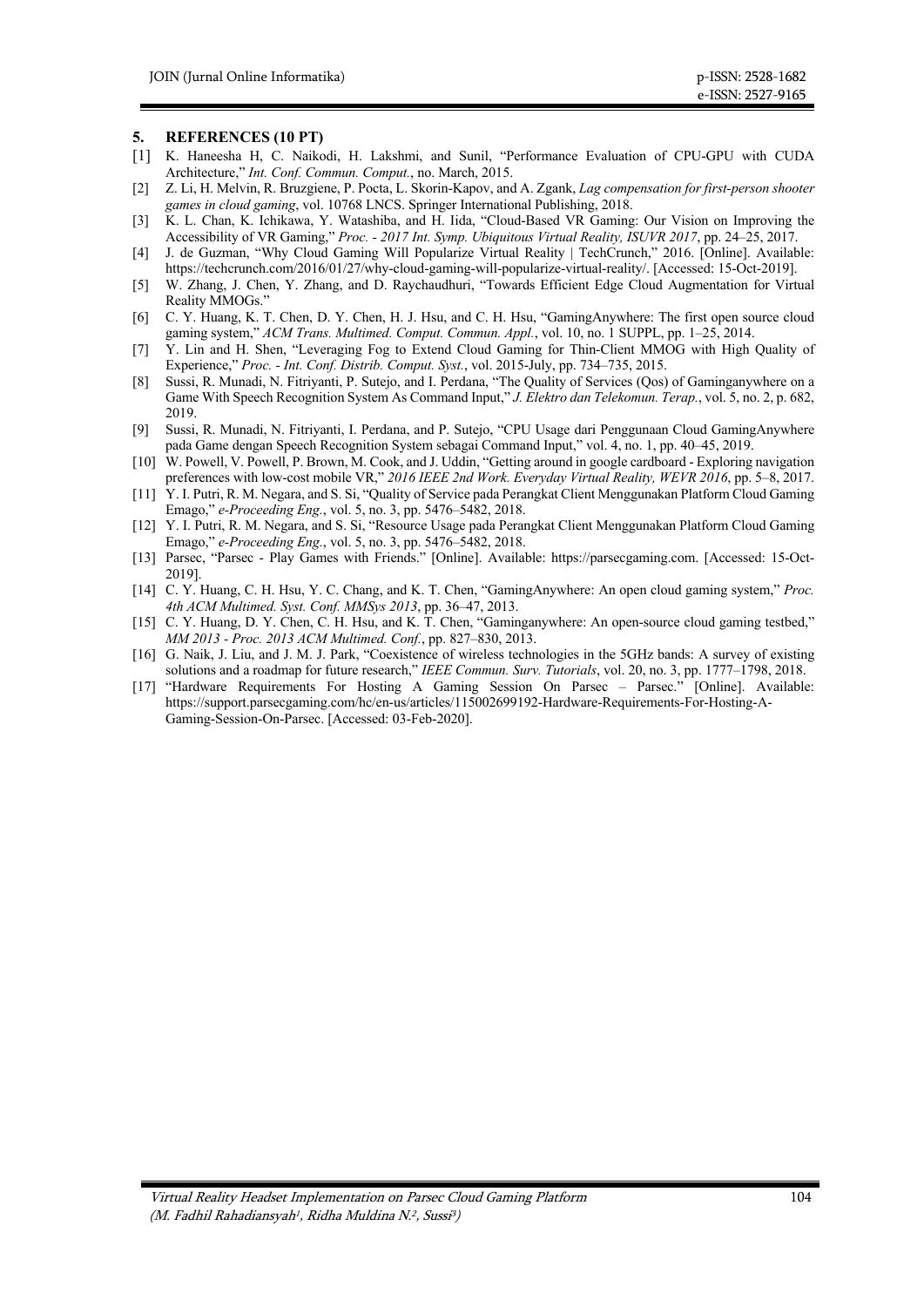## 5. REFERENCES (10 PT)

[1] K. Haneesha H, C. Naikodi, H. Lakshmi, and Sunil, "Performance Evaluation of CPU-GPU with CUDA Architecture," *Int. Conf. Commun. Comput.*, no. March, 2015.

[2] Z. Li, H. Melvin, R. Bruzgiene, P. Pocta, L. Skorin-Kapov, and A. Zgank, *Lag compensation for first-person shooter games in cloud gaming*, vol. 10768 LNCS. Springer International Publishing, 2018.

[3] K. L. Chan, K. Ichikawa, Y. Watashiba, and H. Iida, "Cloud-Based VR Gaming: Our Vision on Improving the Accessibility of VR Gaming," *Proc. - 2017 Int. Symp. Ubiquitous Virtual Reality, ISUVR 2017*, pp. 24–25, 2017.

[4] J. de Guzman, "Why Cloud Gaming Will Popularize Virtual Reality | TechCrunch," 2016. [Online]. Available: https://techcrunch.com/2016/01/27/why-cloud-gaming-will-popularize-virtual-reality/. [Accessed: 15-Oct-2019].

[5] W. Zhang, J. Chen, Y. Zhang, and D. Raychaudhuri, "Towards Efficient Edge Cloud Augmentation for Virtual Reality MMOGs."

[6] C. Y. Huang, K. T. Chen, D. Y. Chen, H. J. Hsu, and C. H. Hsu, "GamingAnywhere: The first open source cloud gaming system," *ACM Trans. Multimed. Comput. Commun. Appl.*, vol. 10, no. 1 SUPPL, pp. 1–25, 2014.

[7] Y. Lin and H. Shen, "Leveraging Fog to Extend Cloud Gaming for Thin-Client MMOG with High Quality of Experience," *Proc. - Int. Conf. Distrib. Comput. Syst.*, vol. 2015-July, pp. 734–735, 2015.

[8] Sussi, R. Munadi, N. Fitriyanti, P. Sutejo, and I. Perdana, "The Quality of Services (Qos) of Gaminganywhere on a Game With Speech Recognition System As Command Input," *J. Elektro dan Telekomun. Terap.*, vol. 5, no. 2, p. 682, 2019.

[9] Sussi, R. Munadi, N. Fitriyanti, I. Perdana, and P. Sutejo, "CPU Usage dari Penggunaan Cloud GamingAnywhere pada Game dengan Speech Recognition System sebagai Command Input," vol. 4, no. 1, pp. 40–45, 2019.

[10] W. Powell, V. Powell, P. Brown, M. Cook, and J. Uddin, "Getting around in google cardboard - Exploring navigation preferences with low-cost mobile VR," *2016 IEEE 2nd Work. Everyday Virtual Reality, WEVR 2016*, pp. 5–8, 2017.

[11] Y. I. Putri, R. M. Negara, and S. Si, "Quality of Service pada Perangkat Client Menggunakan Platform Cloud Gaming Emago," *e-Proceeding Eng.*, vol. 5, no. 3, pp. 5476–5482, 2018.

[12] Y. I. Putri, R. M. Negara, and S. Si, "Resource Usage pada Perangkat Client Menggunakan Platform Cloud Gaming Emago," *e-Proceeding Eng.*, vol. 5, no. 3, pp. 5476–5482, 2018.

[13] Parsec, "Parsec - Play Games with Friends." [Online]. Available: https://parsecgaming.com. [Accessed: 15-Oct-2019].

[14] C. Y. Huang, C. H. Hsu, Y. C. Chang, and K. T. Chen, "GamingAnywhere: An open cloud gaming system," *Proc. 4th ACM Multimed. Syst. Conf. MMSys 2013*, pp. 36–47, 2013.

[15] C. Y. Huang, D. Y. Chen, C. H. Hsu, and K. T. Chen, "Gaminganywhere: An open-source cloud gaming testbed," *MM 2013 - Proc. 2013 ACM Multimed. Conf.*, pp. 827–830, 2013.

[16] G. Naik, J. Liu, and J. M. J. Park, "Coexistence of wireless technologies in the 5GHz bands: A survey of existing solutions and a roadmap for future research," *IEEE Commun. Surv. Tutorials*, vol. 20, no. 3, pp. 1777–1798, 2018.

[17] "Hardware Requirements For Hosting A Gaming Session On Parsec – Parsec." [Online]. Available: https://support.parsecgaming.com/hc/en-us/articles/115002699192-Hardware-Requirements-For-Hosting-A-Gaming-Session-On-Parsec. [Accessed: 03-Feb-2020].